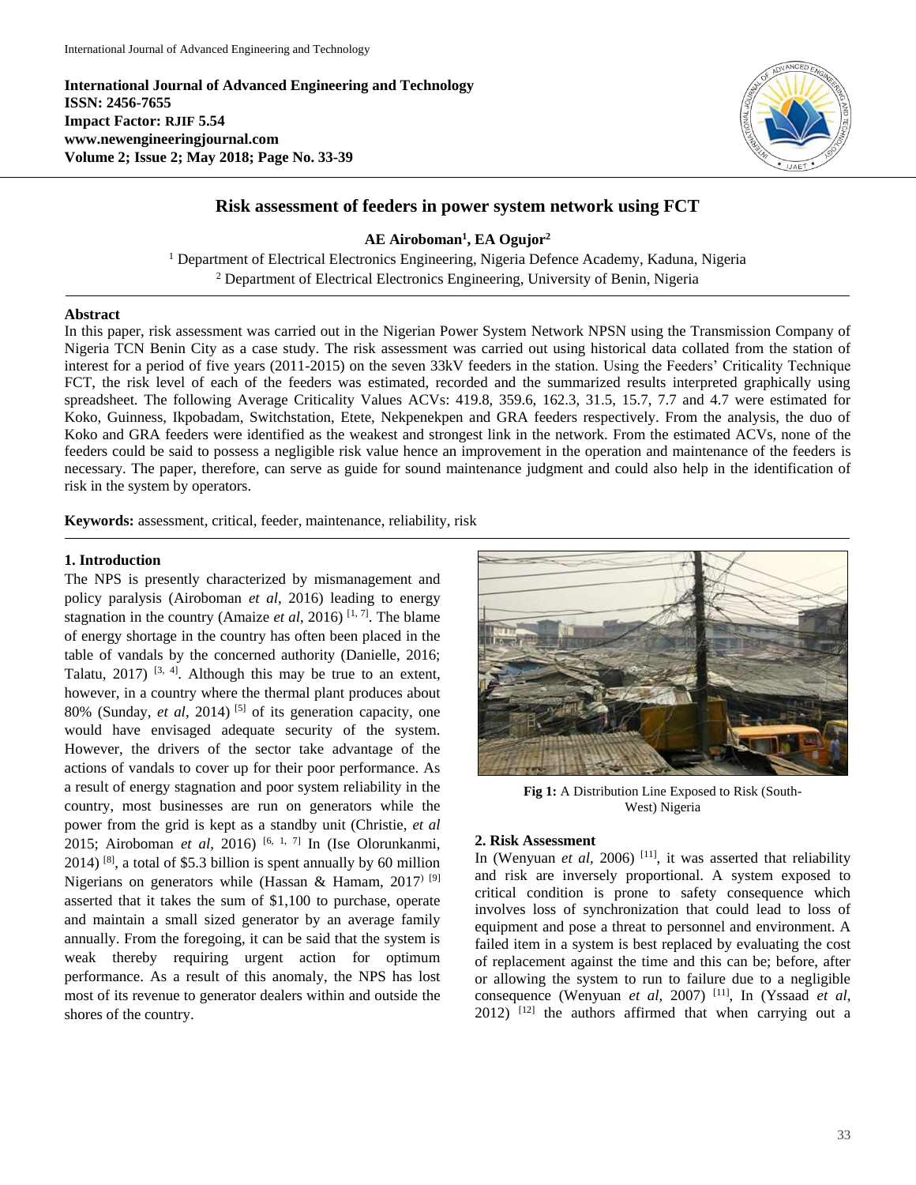**International Journal of Advanced Engineering and Technology**
**ISSN: 2456-7655**
**Impact Factor: RJIF 5.54**
**www.newengineeringjournal.com**
**Volume 2; Issue 2; May 2018; Page No. 33-39**

# Risk assessment of feeders in power system network using FCT

**AE Airoboman[1], EA Ogujor[2]**

[1] Department of Electrical Electronics Engineering, Nigeria Defence Academy, Kaduna, Nigeria
[2] Department of Electrical Electronics Engineering, University of Benin, Nigeria

## Abstract

In this paper, risk assessment was carried out in the Nigerian Power System Network NPSN using the Transmission Company of Nigeria TCN Benin City as a case study. The risk assessment was carried out using historical data collated from the station of interest for a period of five years (2011-2015) on the seven 33kV feeders in the station. Using the Feeders' Criticality Technique FCT, the risk level of each of the feeders was estimated, recorded and the summarized results interpreted graphically using spreadsheet. The following Average Criticality Values ACVs: 419.8, 359.6, 162.3, 31.5, 15.7, 7.7 and 4.7 were estimated for Koko, Guinness, Ikpobadam, Switchstation, Etete, Nekpenekpen and GRA feeders respectively. From the analysis, the duo of Koko and GRA feeders were identified as the weakest and strongest link in the network. From the estimated ACVs, none of the feeders could be said to possess a negligible risk value hence an improvement in the operation and maintenance of the feeders is necessary. The paper, therefore, can serve as guide for sound maintenance judgment and could also help in the identification of risk in the system by operators.

**Keywords:** assessment, critical, feeder, maintenance, reliability, risk

## 1. Introduction

The NPS is presently characterized by mismanagement and policy paralysis (Airoboman *et al*, 2016) leading to energy stagnation in the country (Amaize *et al*, 2016) [1, 7]. The blame of energy shortage in the country has often been placed in the table of vandals by the concerned authority (Danielle, 2016; Talatu, 2017) [3, 4]. Although this may be true to an extent, however, in a country where the thermal plant produces about 80% (Sunday, *et al*, 2014) [5] of its generation capacity, one would have envisaged adequate security of the system. However, the drivers of the sector take advantage of the actions of vandals to cover up for their poor performance. As a result of energy stagnation and poor system reliability in the country, most businesses are run on generators while the power from the grid is kept as a standby unit (Christie, *et al* 2015; Airoboman *et al*, 2016) [6, 1, 7] In (Ise Olorunkanmi, 2014) [8], a total of $5.3 billion is spent annually by 60 million Nigerians on generators while (Hassan & Hamam, 2017) [9] asserted that it takes the sum of $1,100 to purchase, operate and maintain a small sized generator by an average family annually. From the foregoing, it can be said that the system is weak thereby requiring urgent action for optimum performance. As a result of this anomaly, the NPS has lost most of its revenue to generator dealers within and outside the shores of the country.

**Fig 1:** A Distribution Line Exposed to Risk (South-West) Nigeria

## 2. Risk Assessment

In (Wenyuan *et al*, 2006) [11], it was asserted that reliability and risk are inversely proportional. A system exposed to critical condition is prone to safety consequence which involves loss of synchronization that could lead to loss of equipment and pose a threat to personnel and environment. A failed item in a system is best replaced by evaluating the cost of replacement against the time and this can be; before, after or allowing the system to run to failure due to a negligible consequence (Wenyuan *et al,* 2007) [11], In (Yssaad *et al*, 2012) [12] the authors affirmed that when carrying out a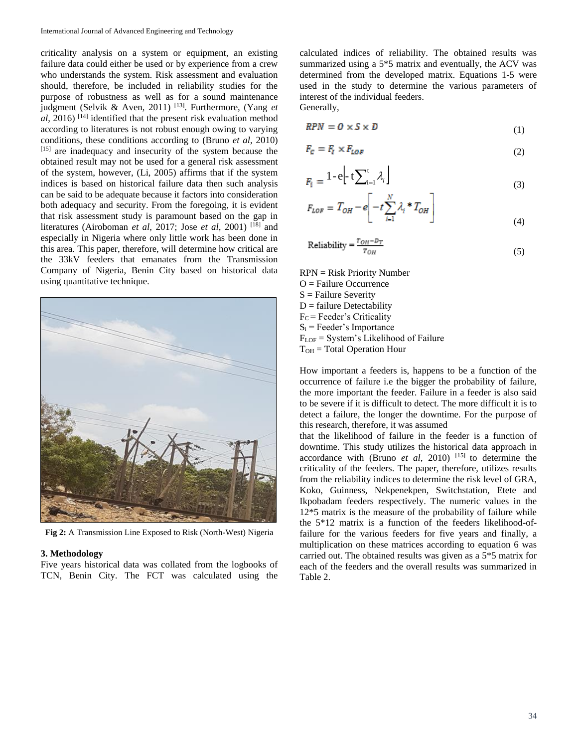criticality analysis on a system or equipment, an existing failure data could either be used or by experience from a crew who understands the system. Risk assessment and evaluation should, therefore, be included in reliability studies for the purpose of robustness as well as for a sound maintenance judgment (Selvik & Aven, 2011) [13]. Furthermore, (Yang *et al*, 2016) [14] identified that the present risk evaluation method according to literatures is not robust enough owing to varying conditions, these conditions according to (Bruno *et al*, 2010) [15] are inadequacy and insecurity of the system because the obtained result may not be used for a general risk assessment of the system, however, (Li, 2005) affirms that if the system indices is based on historical failure data then such analysis can be said to be adequate because it factors into consideration both adequacy and security. From the foregoing, it is evident that risk assessment study is paramount based on the gap in literatures (Airoboman *et al*, 2017; Jose *et al*, 2001) [18] and especially in Nigeria where only little work has been done in this area. This paper, therefore, will determine how critical are the 33kV feeders that emanates from the Transmission Company of Nigeria, Benin City based on historical data using quantitative technique.

**Fig 2:** A Transmission Line Exposed to Risk (North-West) Nigeria

### 3. Methodology

Five years historical data was collated from the logbooks of TCN, Benin City. The FCT was calculated using the calculated indices of reliability. The obtained results was summarized using a 5*5 matrix and eventually, the ACV was determined from the developed matrix. Equations 1-5 were used in the study to determine the various parameters of interest of the individual feeders.

Generally,

$$RPN = O \times S \times D \tag{1}$$

$$F_C = F_I \times F_{LOF} \tag{2}$$

$$F_I = 1 - e\left[-t\sum_{i=1}^{t}\lambda_i\right] \tag{3}$$

$$F_{LOF} = T_{OH} - e\left[-t\sum_{i=1}^{N}\lambda_i * T_{OH}\right] \tag{4}$$

$$\text{Reliability} = \frac{T_{OH} - D_T}{T_{OH}} \tag{5}$$

RPN = Risk Priority Number
O = Failure Occurrence
S = Failure Severity
D = failure Detectability
$F_C$ = Feeder's Criticality
$S_i$ = Feeder's Importance
$F_{LOF}$ = System's Likelihood of Failure
$T_{OH}$ = Total Operation Hour

How important a feeders is, happens to be a function of the occurrence of failure i.e the bigger the probability of failure, the more important the feeder. Failure in a feeder is also said to be severe if it is difficult to detect. The more difficult it is to detect a failure, the longer the downtime. For the purpose of this research, therefore, it was assumed

that the likelihood of failure in the feeder is a function of downtime. This study utilizes the historical data approach in accordance with (Bruno *et al*, 2010) [15] to determine the criticality of the feeders. The paper, therefore, utilizes results from the reliability indices to determine the risk level of GRA, Koko, Guinness, Nekpenekpen, Switchstation, Etete and Ikpobadam feeders respectively. The numeric values in the 12*5 matrix is the measure of the probability of failure while the 5*12 matrix is a function of the feeders likelihood-of-failure for the various feeders for five years and finally, a multiplication on these matrices according to equation 6 was carried out. The obtained results was given as a 5*5 matrix for each of the feeders and the overall results was summarized in Table 2.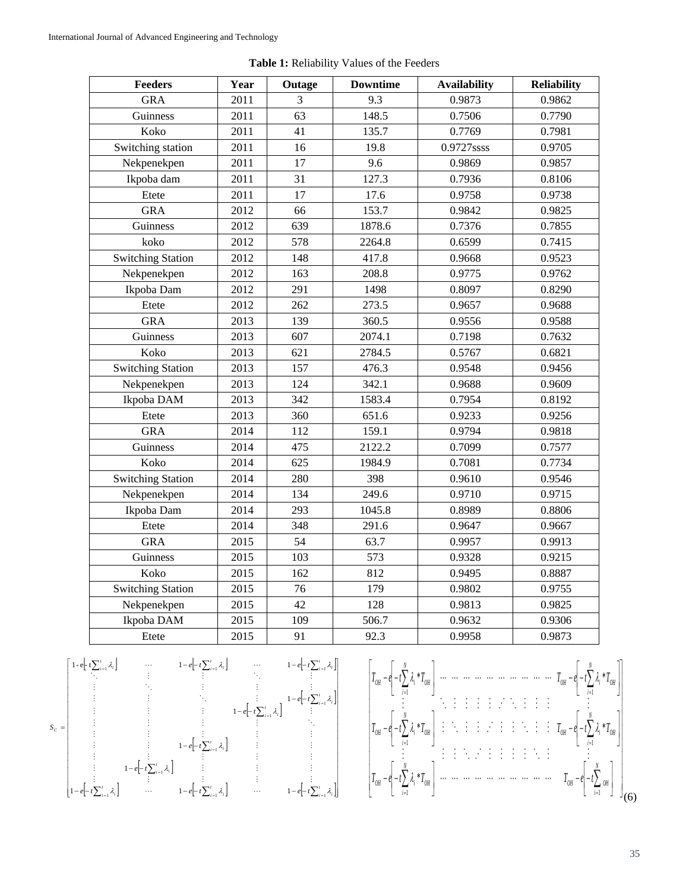**Table 1:** Reliability Values of the Feeders

| Feeders | Year | Outage | Downtime | Availability | Reliability |
|---|---|---|---|---|---|
| GRA | 2011 | 3 | 9.3 | 0.9873 | 0.9862 |
| Guinness | 2011 | 63 | 148.5 | 0.7506 | 0.7790 |
| Koko | 2011 | 41 | 135.7 | 0.7769 | 0.7981 |
| Switching station | 2011 | 16 | 19.8 | 0.9727ssss | 0.9705 |
| Nekpenekpen | 2011 | 17 | 9.6 | 0.9869 | 0.9857 |
| Ikpoba dam | 2011 | 31 | 127.3 | 0.7936 | 0.8106 |
| Etete | 2011 | 17 | 17.6 | 0.9758 | 0.9738 |
| GRA | 2012 | 66 | 153.7 | 0.9842 | 0.9825 |
| Guinness | 2012 | 639 | 1878.6 | 0.7376 | 0.7855 |
| koko | 2012 | 578 | 2264.8 | 0.6599 | 0.7415 |
| Switching Station | 2012 | 148 | 417.8 | 0.9668 | 0.9523 |
| Nekpenekpen | 2012 | 163 | 208.8 | 0.9775 | 0.9762 |
| Ikpoba Dam | 2012 | 291 | 1498 | 0.8097 | 0.8290 |
| Etete | 2012 | 262 | 273.5 | 0.9657 | 0.9688 |
| GRA | 2013 | 139 | 360.5 | 0.9556 | 0.9588 |
| Guinness | 2013 | 607 | 2074.1 | 0.7198 | 0.7632 |
| Koko | 2013 | 621 | 2784.5 | 0.5767 | 0.6821 |
| Switching Station | 2013 | 157 | 476.3 | 0.9548 | 0.9456 |
| Nekpenekpen | 2013 | 124 | 342.1 | 0.9688 | 0.9609 |
| Ikpoba DAM | 2013 | 342 | 1583.4 | 0.7954 | 0.8192 |
| Etete | 2013 | 360 | 651.6 | 0.9233 | 0.9256 |
| GRA | 2014 | 112 | 159.1 | 0.9794 | 0.9818 |
| Guinness | 2014 | 475 | 2122.2 | 0.7099 | 0.7577 |
| Koko | 2014 | 625 | 1984.9 | 0.7081 | 0.7734 |
| Switching Station | 2014 | 280 | 398 | 0.9610 | 0.9546 |
| Nekpenekpen | 2014 | 134 | 249.6 | 0.9710 | 0.9715 |
| Ikpoba Dam | 2014 | 293 | 1045.8 | 0.8989 | 0.8806 |
| Etete | 2014 | 348 | 291.6 | 0.9647 | 0.9667 |
| GRA | 2015 | 54 | 63.7 | 0.9957 | 0.9913 |
| Guinness | 2015 | 103 | 573 | 0.9328 | 0.9215 |
| Koko | 2015 | 162 | 812 | 0.9495 | 0.8887 |
| Switching Station | 2015 | 76 | 179 | 0.9802 | 0.9755 |
| Nekpenekpen | 2015 | 42 | 128 | 0.9813 | 0.9825 |
| Ikpoba DAM | 2015 | 109 | 506.7 | 0.9632 | 0.9306 |
| Etete | 2015 | 91 | 92.3 | 0.9958 | 0.9873 |

$$S_C = \begin{bmatrix} 1-e\left[-t\sum_{i=1}^{t}\lambda_i\right] & \cdots & 1-e\left[-t\sum_{i=1}^{t}\lambda_i\right] & \cdots & 1-e\left[-t\sum_{i=1}^{t}\lambda_i\right] \\ \ddots & \vdots & \vdots & \ddots & \vdots \\ \vdots & \ddots & \vdots & \vdots & \vdots \\ \vdots & \vdots & \ddots & \vdots & 1-e\left[-t\sum_{i=1}^{t}\lambda_i\right] \\ \vdots & \vdots & \vdots & 1-e\left[-t\sum_{i=1}^{t}\lambda_i\right] & \vdots \\ \vdots & \vdots & \vdots & \vdots & \ddots \\ \vdots & \vdots & 1-e\left[-t\sum_{i=1}^{t}\lambda_i\right] & \vdots & \vdots \\ \vdots & 1-e\left[-t\sum_{i=1}^{t}\lambda_i\right] & \vdots & \vdots & \vdots \\ 1-e\left[-t\sum_{i=1}^{t}\lambda_i\right] & \cdots & 1-e\left[-t\sum_{i=1}^{t}\lambda_i\right] & \cdots & 1-e\left[-t\sum_{i=1}^{t}\lambda_i\right] \end{bmatrix} \begin{bmatrix} T_{OH}-e\left[-t\sum_{i=1}^{N}\lambda_i * T_{OH}\right] & \cdots & T_{OH}-e\left[-t\sum_{i=1}^{N}\lambda_i * T_{OH}\right] \\ \vdots & \ddots & \vdots \\ T_{OH}-e\left[-t\sum_{i=1}^{N}\lambda_i * T_{OH}\right] & \cdots & T_{OH}-e\left[-t\sum_{i=1}^{N}\lambda_i * T_{OH}\right] \\ \vdots & \ddots & \vdots \\ T_{OH}-e\left[-t\sum_{i=1}^{N}\lambda_i * T_{OH}\right] & \cdots & T_{OH}-e\left[-t\sum_{i=1}^{N} {}_{OH}\right] \end{bmatrix} \quad (6)$$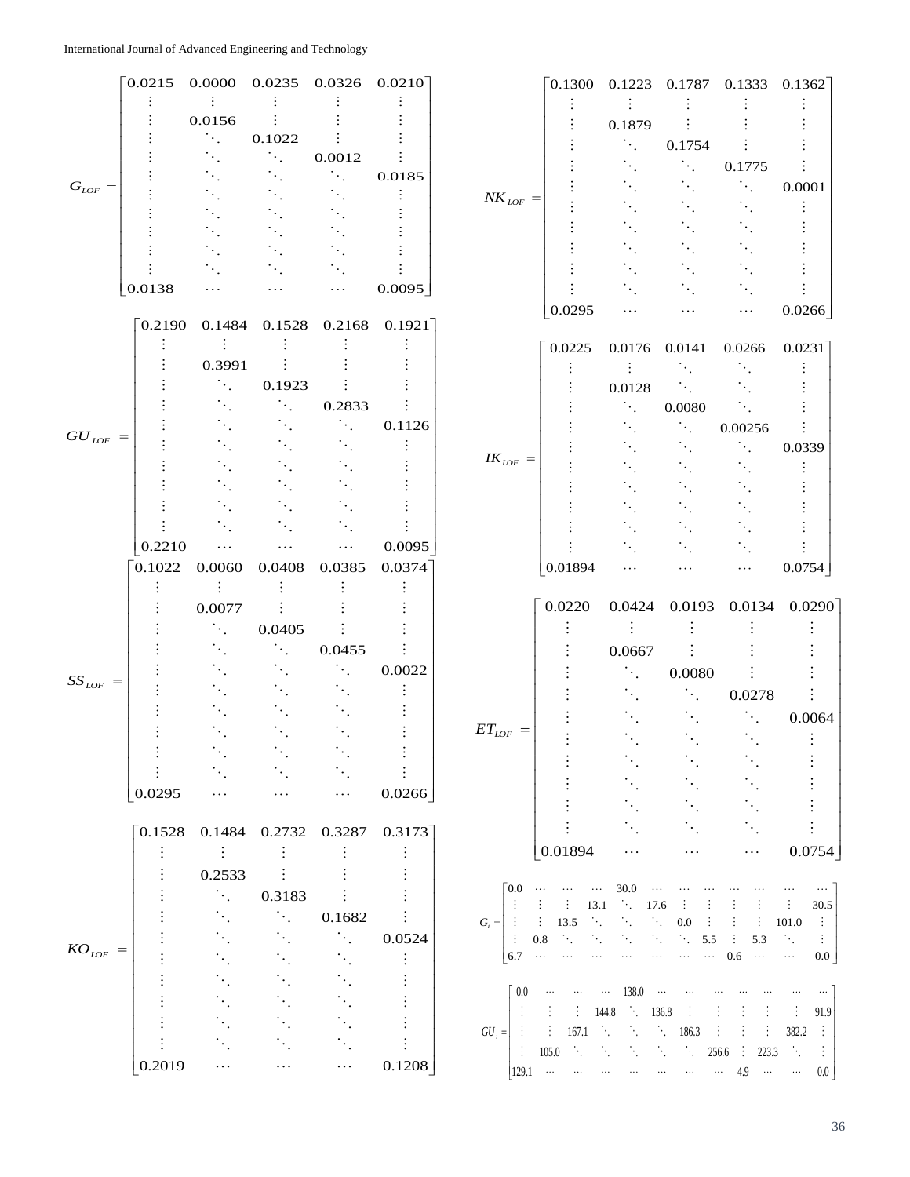$$
G_{LOF} = \begin{bmatrix}
0.0215 & 0.0000 & 0.0235 & 0.0326 & 0.0210 \\
\vdots & \vdots & \vdots & \vdots & \vdots \\
\vdots & 0.0156 & \vdots & \vdots & \vdots \\
\vdots & \ddots & 0.1022 & \vdots & \vdots \\
\vdots & \ddots & \ddots & 0.0012 & \vdots \\
\vdots & \ddots & \ddots & \ddots & 0.0185 \\
\vdots & \ddots & \ddots & \ddots & \vdots \\
\vdots & \ddots & \ddots & \ddots & \vdots \\
\vdots & \ddots & \ddots & \ddots & \vdots \\
\vdots & \ddots & \ddots & \ddots & \vdots \\
\vdots & \ddots & \ddots & \ddots & \vdots \\
0.0138 & \cdots & \cdots & \cdots & 0.0095
\end{bmatrix}
$$

$$
GU_{LOF} = \begin{bmatrix}
0.2190 & 0.1484 & 0.1528 & 0.2168 & 0.1921 \\
\vdots & \vdots & \vdots & \vdots & \vdots \\
\vdots & 0.3991 & \vdots & \vdots & \vdots \\
\vdots & \ddots & 0.1923 & \vdots & \vdots \\
\vdots & \ddots & \ddots & 0.2833 & \vdots \\
\vdots & \ddots & \ddots & \ddots & 0.1126 \\
\vdots & \ddots & \ddots & \ddots & \vdots \\
\vdots & \ddots & \ddots & \ddots & \vdots \\
\vdots & \ddots & \ddots & \ddots & \vdots \\
\vdots & \ddots & \ddots & \ddots & \vdots \\
\vdots & \ddots & \ddots & \ddots & \vdots \\
0.2210 & \cdots & \cdots & \cdots & 0.0095
\end{bmatrix}
$$

$$
SS_{LOF} = \begin{bmatrix}
0.1022 & 0.0060 & 0.0408 & 0.0385 & 0.0374 \\
\vdots & \vdots & \vdots & \vdots & \vdots \\
\vdots & 0.0077 & \vdots & \vdots & \vdots \\
\vdots & \ddots & 0.0405 & \vdots & \vdots \\
\vdots & \ddots & \ddots & 0.0455 & \vdots \\
\vdots & \ddots & \ddots & \ddots & 0.0022 \\
\vdots & \ddots & \ddots & \ddots & \vdots \\
\vdots & \ddots & \ddots & \ddots & \vdots \\
\vdots & \ddots & \ddots & \ddots & \vdots \\
\vdots & \ddots & \ddots & \ddots & \vdots \\
\vdots & \ddots & \ddots & \ddots & \vdots \\
0.0295 & \cdots & \cdots & \cdots & 0.0266
\end{bmatrix}
$$

$$
KO_{LOF} = \begin{bmatrix}
0.1528 & 0.1484 & 0.2732 & 0.3287 & 0.3173 \\
\vdots & \vdots & \vdots & \vdots & \vdots \\
\vdots & 0.2533 & \vdots & \vdots & \vdots \\
\vdots & \ddots & 0.3183 & \vdots & \vdots \\
\vdots & \ddots & \ddots & 0.1682 & \vdots \\
\vdots & \ddots & \ddots & \ddots & 0.0524 \\
\vdots & \ddots & \ddots & \ddots & \vdots \\
\vdots & \ddots & \ddots & \ddots & \vdots \\
\vdots & \ddots & \ddots & \ddots & \vdots \\
\vdots & \ddots & \ddots & \ddots & \vdots \\
\vdots & \ddots & \ddots & \ddots & \vdots \\
0.2019 & \cdots & \cdots & \cdots & 0.1208
\end{bmatrix}
$$

$$
NK_{LOF} = \begin{bmatrix}
0.1300 & 0.1223 & 0.1787 & 0.1333 & 0.1362 \\
\vdots & \vdots & \vdots & \vdots & \vdots \\
\vdots & 0.1879 & \vdots & \vdots & \vdots \\
\vdots & \ddots & 0.1754 & \vdots & \vdots \\
\vdots & \ddots & \ddots & 0.1775 & \vdots \\
\vdots & \ddots & \ddots & \ddots & 0.0001 \\
\vdots & \ddots & \ddots & \ddots & \vdots \\
\vdots & \ddots & \ddots & \ddots & \vdots \\
\vdots & \ddots & \ddots & \ddots & \vdots \\
\vdots & \ddots & \ddots & \ddots & \vdots \\
\vdots & \ddots & \ddots & \ddots & \vdots \\
0.0295 & \cdots & \cdots & \cdots & 0.0266
\end{bmatrix}
$$

$$
IK_{LOF} = \begin{bmatrix}
0.0225 & 0.0176 & 0.0141 & 0.0266 & 0.0231 \\
\vdots & \vdots & \ddots & \ddots & \vdots \\
\vdots & 0.0128 & \ddots & \ddots & \vdots \\
\vdots & \ddots & 0.0080 & \ddots & \vdots \\
\vdots & \ddots & \ddots & 0.00256 & \vdots \\
\vdots & \ddots & \ddots & \ddots & 0.0339 \\
\vdots & \ddots & \ddots & \ddots & \vdots \\
\vdots & \ddots & \ddots & \ddots & \vdots \\
\vdots & \ddots & \ddots & \ddots & \vdots \\
\vdots & \ddots & \ddots & \ddots & \vdots \\
\vdots & \ddots & \ddots & \ddots & \vdots \\
0.01894 & \cdots & \cdots & \cdots & 0.0754
\end{bmatrix}
$$

$$
ET_{LOF} = \begin{bmatrix}
0.0220 & 0.0424 & 0.0193 & 0.0134 & 0.0290 \\
\vdots & \vdots & \vdots & \vdots & \vdots \\
\vdots & 0.0667 & \vdots & \vdots & \vdots \\
\vdots & \ddots & 0.0080 & \vdots & \vdots \\
\vdots & \ddots & \ddots & 0.0278 & \vdots \\
\vdots & \ddots & \ddots & \ddots & 0.0064 \\
\vdots & \ddots & \ddots & \ddots & \vdots \\
\vdots & \ddots & \ddots & \ddots & \vdots \\
\vdots & \ddots & \ddots & \ddots & \vdots \\
\vdots & \ddots & \ddots & \ddots & \vdots \\
\vdots & \ddots & \ddots & \ddots & \vdots \\
0.01894 & \cdots & \cdots & \cdots & 0.0754
\end{bmatrix}
$$

$$
G_i = \left[\begin{array}{cccccccccccc}
0.0 & \cdots & \cdots & \cdots & 30.0 & \cdots & \cdots & \cdots & \cdots & \cdots & \cdots & \cdots \\
\vdots & \vdots & \vdots & 13.1 & \ddots & 17.6 & \vdots & \vdots & \vdots & \vdots & \vdots & 30.5 \\
\vdots & \vdots & 13.5 & \ddots & \ddots & \ddots & 0.0 & \vdots & \vdots & \vdots & 101.0 & \vdots \\
\vdots & 0.8 & \ddots & \ddots & \ddots & \ddots & \ddots & 5.5 & \vdots & 5.3 & \ddots & \vdots \\
6.7 & \cdots & \cdots & \cdots & \cdots & \cdots & \cdots & \cdots & 0.6 & \cdots & \cdots & 0.0
\end{array}\right]
$$

$$
GU_i = \left[\begin{array}{cccccccccccc}
0.0 & \cdots & \cdots & \cdots & 138.0 & \cdots & \cdots & \cdots & \cdots & \cdots & \cdots & \cdots \\
\vdots & \vdots & \vdots & 144.8 & \ddots & 136.8 & \vdots & \vdots & \vdots & \vdots & \vdots & 91.9 \\
\vdots & \vdots & 167.1 & \ddots & \ddots & \ddots & 186.3 & \vdots & \vdots & \vdots & 382.2 & \vdots \\
\vdots & 105.0 & \ddots & \ddots & \ddots & \ddots & \ddots & 256.6 & \vdots & 223.3 & \ddots & \vdots \\
129.1 & \cdots & \cdots & \cdots & \cdots & \cdots & \cdots & \cdots & 4.9 & \cdots & \cdots & 0.0
\end{array}\right]
$$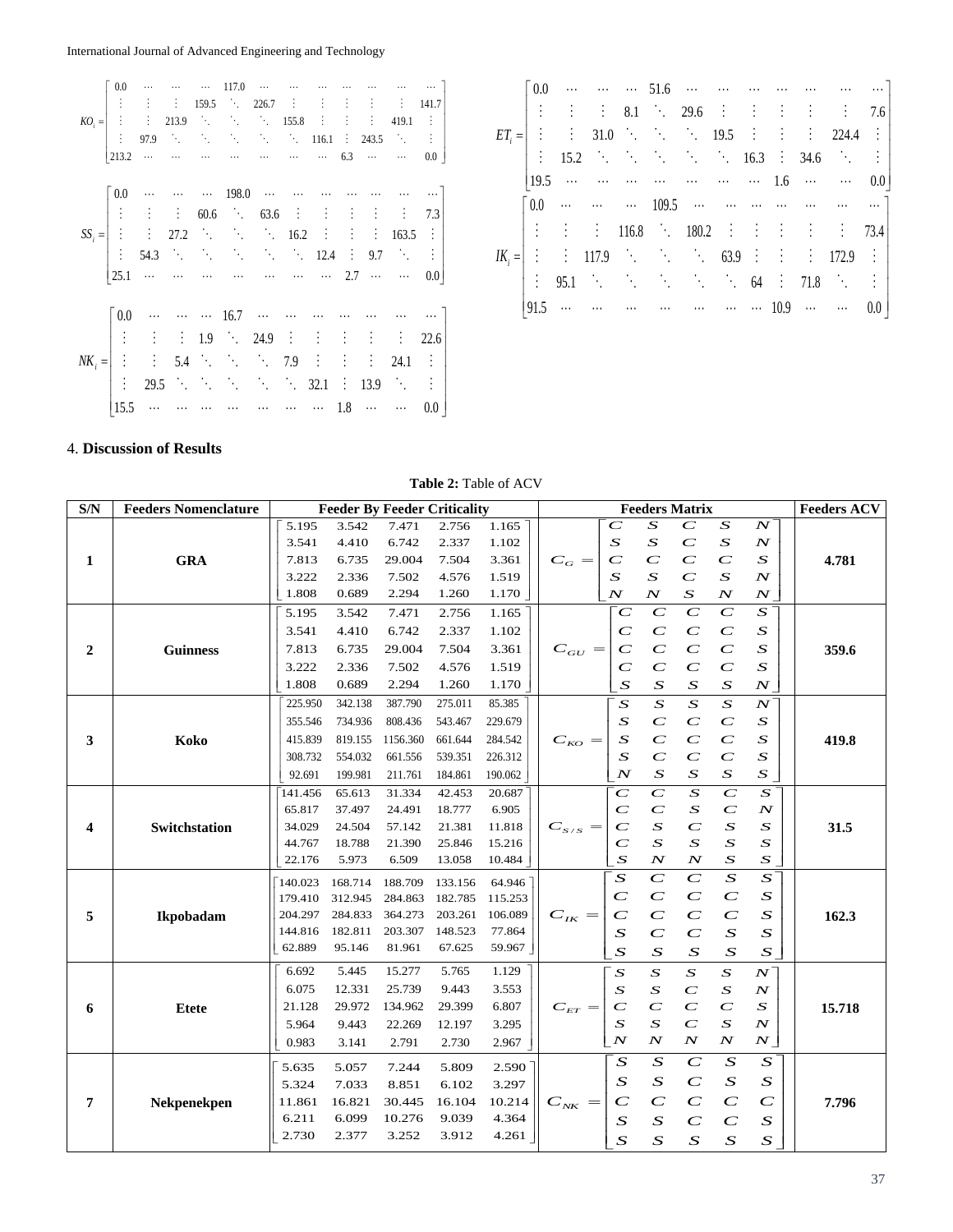$$
KO_i = \begin{bmatrix}
0.0 & \cdots & \cdots & \cdots & 117.0 & \cdots & \cdots & \cdots & \cdots & \cdots & \cdots & \cdots \\
\vdots & \vdots & \vdots & 159.5 & \ddots & 226.7 & \vdots & \vdots & \vdots & \vdots & \vdots & 141.7 \\
\vdots & \vdots & 213.9 & \ddots & \ddots & \ddots & 155.8 & \vdots & \vdots & 419.1 & \vdots \\
\vdots & 97.9 & \ddots & \ddots & \ddots & \ddots & \ddots & 116.1 & \vdots & 243.5 & \ddots & \vdots \\
213.2 & \cdots & \cdots & \cdots & \cdots & \cdots & \cdots & \cdots & 6.3 & \cdots & \cdots & 0.0
\end{bmatrix}
$$

$$
ET_i = \begin{bmatrix}
0.0 & \cdots & \cdots & \cdots & 51.6 & \cdots & \cdots & \cdots & \cdots & \cdots & \cdots & \cdots \\
\vdots & \vdots & \vdots & 8.1 & \ddots & 29.6 & \vdots & \vdots & \vdots & \vdots & \vdots & 7.6 \\
\vdots & \vdots & 31.0 & \ddots & \ddots & \ddots & 19.5 & \vdots & \vdots & \vdots & 224.4 & \vdots \\
\vdots & 15.2 & \ddots & \ddots & \ddots & \ddots & \ddots & 16.3 & \vdots & 34.6 & \ddots & \vdots \\
19.5 & \cdots & \cdots & \cdots & \cdots & \cdots & \cdots & \cdots & 1.6 & \cdots & \cdots & 0.0
\end{bmatrix}
$$

$$
SS_i = \begin{bmatrix}
0.0 & \cdots & \cdots & \cdots & 198.0 & \cdots & \cdots & \cdots & \cdots & \cdots & \cdots & \cdots \\
\vdots & \vdots & \vdots & 60.6 & \ddots & 63.6 & \vdots & \vdots & \vdots & \vdots & \vdots & 7.3 \\
\vdots & \vdots & 27.2 & \ddots & \ddots & \ddots & 16.2 & \vdots & \vdots & \vdots & 163.5 & \vdots \\
\vdots & 54.3 & \ddots & \ddots & \ddots & \ddots & \ddots & 12.4 & \vdots & 9.7 & \ddots & \vdots \\
25.1 & \cdots & \cdots & \cdots & \cdots & \cdots & \cdots & \cdots & 2.7 & \cdots & \cdots & 0.0
\end{bmatrix}
$$

$$
IK_i = \begin{bmatrix}
0.0 & \cdots & \cdots & \cdots & 109.5 & \cdots & \cdots & \cdots & \cdots & \cdots & \cdots & \cdots \\
\vdots & \vdots & \vdots & 116.8 & \ddots & 180.2 & \vdots & \vdots & \vdots & \vdots & \vdots & 73.4 \\
\vdots & \vdots & 117.9 & \ddots & \ddots & \ddots & 63.9 & \vdots & \vdots & \vdots & 172.9 & \vdots \\
\vdots & 95.1 & \ddots & \ddots & \ddots & \ddots & \ddots & 64 & \vdots & 71.8 & \ddots & \vdots \\
91.5 & \cdots & \cdots & \cdots & \cdots & \cdots & \cdots & \cdots & 10.9 & \cdots & \cdots & 0.0
\end{bmatrix}
$$

$$
NK_i = \begin{bmatrix}
0.0 & \cdots & \cdots & \cdots & 16.7 & \cdots & \cdots & \cdots & \cdots & \cdots & \cdots & \cdots \\
\vdots & \vdots & \vdots & 1.9 & \ddots & 24.9 & \vdots & \vdots & \vdots & \vdots & \vdots & 22.6 \\
\vdots & \vdots & 5.4 & \ddots & \ddots & \ddots & 7.9 & \vdots & \vdots & \vdots & 24.1 & \vdots \\
\vdots & 29.5 & \ddots & \ddots & \ddots & \ddots & \ddots & 32.1 & \vdots & 13.9 & \ddots & \vdots \\
15.5 & \cdots & \cdots & \cdots & \cdots & \cdots & \cdots & \cdots & 1.8 & \cdots & \cdots & 0.0
\end{bmatrix}
$$

## 4. Discussion of Results

**Table 2:** Table of ACV

| S/N | Feeders Nomenclature | Feeder By Feeder Criticality | Feeders Matrix | Feeders ACV |
|---|---|---|---|---|
| 1 | GRA | $\begin{bmatrix} 5.195 & 3.542 & 7.471 & 2.756 & 1.165 \\ 3.541 & 4.410 & 6.742 & 2.337 & 1.102 \\ 7.813 & 6.735 & 29.004 & 7.504 & 3.361 \\ 3.222 & 2.336 & 7.502 & 4.576 & 1.519 \\ 1.808 & 0.689 & 2.294 & 1.260 & 1.170 \end{bmatrix}$ | $C_G = \begin{bmatrix} C & S & C & S & N \\ S & S & C & S & N \\ C & C & C & C & S \\ S & S & C & S & N \\ N & N & S & N & N \end{bmatrix}$ | 4.781 |
| 2 | Guinness | $\begin{bmatrix} 5.195 & 3.542 & 7.471 & 2.756 & 1.165 \\ 3.541 & 4.410 & 6.742 & 2.337 & 1.102 \\ 7.813 & 6.735 & 29.004 & 7.504 & 3.361 \\ 3.222 & 2.336 & 7.502 & 4.576 & 1.519 \\ 1.808 & 0.689 & 2.294 & 1.260 & 1.170 \end{bmatrix}$ | $C_{GU} = \begin{bmatrix} C & C & C & C & S \\ C & C & C & C & S \\ C & C & C & C & S \\ C & C & C & C & S \\ S & S & S & S & N \end{bmatrix}$ | 359.6 |
| 3 | Koko | $\begin{bmatrix} 225.950 & 342.138 & 387.790 & 275.011 & 85.385 \\ 355.546 & 734.936 & 808.436 & 543.467 & 229.679 \\ 415.839 & 819.155 & 1156.360 & 661.644 & 284.542 \\ 308.732 & 554.032 & 661.556 & 539.351 & 226.312 \\ 92.691 & 199.981 & 211.761 & 184.861 & 190.062 \end{bmatrix}$ | $C_{KO} = \begin{bmatrix} S & S & S & S & N \\ S & C & C & C & S \\ S & C & C & C & S \\ S & C & C & C & S \\ N & S & S & S & S \end{bmatrix}$ | 419.8 |
| 4 | Switchstation | $\begin{bmatrix} 141.456 & 65.613 & 31.334 & 42.453 & 20.687 \\ 65.817 & 37.497 & 24.491 & 18.777 & 6.905 \\ 34.029 & 24.504 & 57.142 & 21.381 & 11.818 \\ 44.767 & 18.788 & 21.390 & 25.846 & 15.216 \\ 22.176 & 5.973 & 6.509 & 13.058 & 10.484 \end{bmatrix}$ | $C_{S/S} = \begin{bmatrix} C & C & S & C & S \\ C & C & S & C & N \\ C & S & C & S & S \\ C & S & S & S & S \\ S & N & N & S & S \end{bmatrix}$ | 31.5 |
| 5 | Ikpobadam | $\begin{bmatrix} 140.023 & 168.714 & 188.709 & 133.156 & 64.946 \\ 179.410 & 312.945 & 284.863 & 182.785 & 115.253 \\ 204.297 & 284.833 & 364.273 & 203.261 & 106.089 \\ 144.816 & 182.811 & 203.307 & 148.523 & 77.864 \\ 62.889 & 95.146 & 81.961 & 67.625 & 59.967 \end{bmatrix}$ | $C_{IK} = \begin{bmatrix} S & C & C & S & S \\ C & C & C & C & S \\ C & C & C & C & S \\ S & C & C & S & S \\ S & S & S & S & S \end{bmatrix}$ | 162.3 |
| 6 | Etete | $\begin{bmatrix} 6.692 & 5.445 & 15.277 & 5.765 & 1.129 \\ 6.075 & 12.331 & 25.739 & 9.443 & 3.553 \\ 21.128 & 29.972 & 134.962 & 29.399 & 6.807 \\ 5.964 & 9.443 & 22.269 & 12.197 & 3.295 \\ 0.983 & 3.141 & 2.791 & 2.730 & 2.967 \end{bmatrix}$ | $C_{ET} = \begin{bmatrix} S & S & S & S & N \\ S & S & C & S & N \\ C & C & C & C & S \\ S & S & C & S & N \\ N & N & N & N & N \end{bmatrix}$ | 15.718 |
| 7 | Nekpenekpen | $\begin{bmatrix} 5.635 & 5.057 & 7.244 & 5.809 & 2.590 \\ 5.324 & 7.033 & 8.851 & 6.102 & 3.297 \\ 11.861 & 16.821 & 30.445 & 16.104 & 10.214 \\ 6.211 & 6.099 & 10.276 & 9.039 & 4.364 \\ 2.730 & 2.377 & 3.252 & 3.912 & 4.261 \end{bmatrix}$ | $C_{NK} = \begin{bmatrix} S & S & C & S & S \\ S & S & C & S & S \\ C & C & C & C & C \\ S & S & C & C & S \\ S & S & S & S & S \end{bmatrix}$ | 7.796 |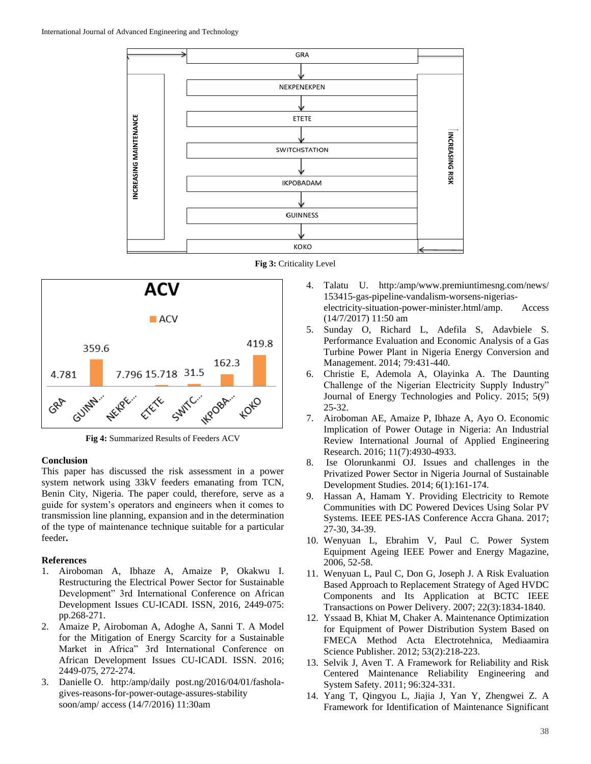Fig 3: Criticality Level

Fig 4: Summarized Results of Feeders ACV

**Conclusion**

This paper has discussed the risk assessment in a power system network using 33kV feeders emanating from TCN, Benin City, Nigeria. The paper could, therefore, serve as a guide for system's operators and engineers when it comes to transmission line planning, expansion and in the determination of the type of maintenance technique suitable for a particular feeder**.**

**References**

1. Airoboman A, Ibhaze A, Amaize P, Okakwu I. Restructuring the Electrical Power Sector for Sustainable Development" 3rd International Conference on African Development Issues CU-ICADI. ISSN, 2016, 2449-075: pp.268-271.
2. Amaize P, Airoboman A, Adoghe A, Sanni T. A Model for the Mitigation of Energy Scarcity for a Sustainable Market in Africa" 3rd International Conference on African Development Issues CU-ICADI. ISSN. 2016; 2449-075, 272-274.
3. Danielle O. http:/amp/daily post.ng/2016/04/01/fashola-gives-reasons-for-power-outage-assures-stability soon/amp/ access (14/7/2016) 11:30am
4. Talatu U. http:/amp/www.premiuntimesng.com/news/153415-gas-pipeline-vandalism-worsens-nigerias-electricity-situation-power-minister.html/amp. Access (14/7/2017) 11:50 am
5. Sunday O, Richard L, Adefila S, Adavbiele S. Performance Evaluation and Economic Analysis of a Gas Turbine Power Plant in Nigeria Energy Conversion and Management. 2014; 79:431-440.
6. Christie E, Ademola A, Olayinka A. The Daunting Challenge of the Nigerian Electricity Supply Industry" Journal of Energy Technologies and Policy. 2015; 5(9) 25-32.
7. Airoboman AE, Amaize P, Ibhaze A, Ayo O. Economic Implication of Power Outage in Nigeria: An Industrial Review International Journal of Applied Engineering Research. 2016; 11(7):4930-4933.
8. Ise Olorunkanmi OJ. Issues and challenges in the Privatized Power Sector in Nigeria Journal of Sustainable Development Studies. 2014; 6(1):161-174.
9. Hassan A, Hamam Y. Providing Electricity to Remote Communities with DC Powered Devices Using Solar PV Systems. IEEE PES-IAS Conference Accra Ghana. 2017; 27-30, 34-39.
10. Wenyuan L, Ebrahim V, Paul C. Power System Equipment Ageing IEEE Power and Energy Magazine, 2006, 52-58.
11. Wenyuan L, Paul C, Don G, Joseph J. A Risk Evaluation Based Approach to Replacement Strategy of Aged HVDC Components and Its Application at BCTC IEEE Transactions on Power Delivery. 2007; 22(3):1834-1840.
12. Yssaad B, Khiat M, Chaker A. Maintenance Optimization for Equipment of Power Distribution System Based on FMECA Method Acta Electrotehnica, Mediaamira Science Publisher. 2012; 53(2):218-223.
13. Selvik J, Aven T. A Framework for Reliability and Risk Centered Maintenance Reliability Engineering and System Safety. 2011; 96:324-331.
14. Yang T, Qingyou L, Jiajia J, Yan Y, Zhengwei Z. A Framework for Identification of Maintenance Significant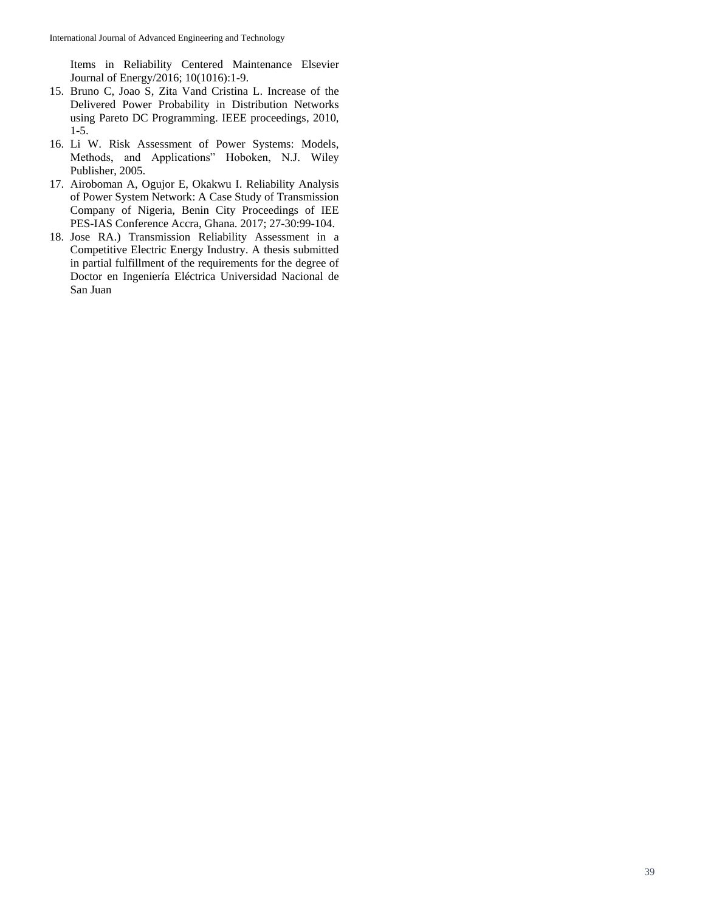Items in Reliability Centered Maintenance Elsevier Journal of Energy/2016; 10(1016):1-9.

15. Bruno C, Joao S, Zita Vand Cristina L. Increase of the Delivered Power Probability in Distribution Networks using Pareto DC Programming. IEEE proceedings, 2010, 1-5.
16. Li W. Risk Assessment of Power Systems: Models, Methods, and Applications" Hoboken, N.J. Wiley Publisher, 2005.
17. Airoboman A, Ogujor E, Okakwu I. Reliability Analysis of Power System Network: A Case Study of Transmission Company of Nigeria, Benin City Proceedings of IEE PES-IAS Conference Accra, Ghana. 2017; 27-30:99-104.
18. Jose RA.) Transmission Reliability Assessment in a Competitive Electric Energy Industry. A thesis submitted in partial fulfillment of the requirements for the degree of Doctor en Ingeniería Eléctrica Universidad Nacional de San Juan